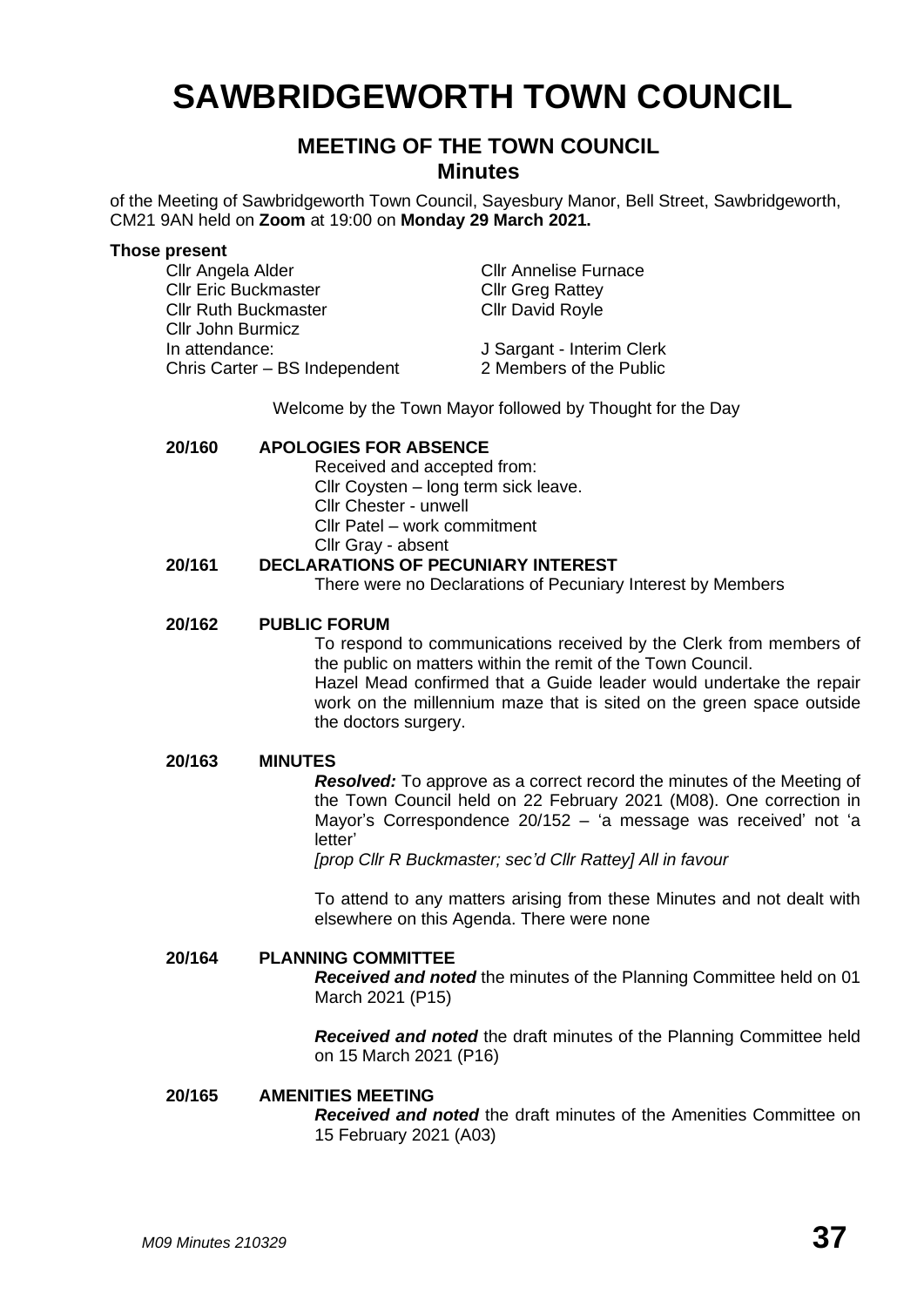# SAWBRIDGEWORTH TOWN COUNCIL

## MEETING OF THE TOWN COUNCIL
## Minutes

of the Meeting of Sawbridgeworth Town Council, Sayesbury Manor, Bell Street, Sawbridgeworth, CM21 9AN held on **Zoom** at 19:00 on **Monday 29 March 2021.**

**Those present**

Cllr Angela Alder
Cllr Eric Buckmaster
Cllr Ruth Buckmaster
Cllr John Burmicz
Cllr Annelise Furnace
Cllr Greg Rattey
Cllr David Royle

In attendance:
Chris Carter – BS Independent
J Sargant - Interim Clerk
2 Members of the Public

Welcome by the Town Mayor followed by Thought for the Day

**20/160 APOLOGIES FOR ABSENCE**

Received and accepted from:
Cllr Coysten – long term sick leave.
Cllr Chester - unwell
Cllr Patel – work commitment
Cllr Gray - absent

**20/161 DECLARATIONS OF PECUNIARY INTEREST**

There were no Declarations of Pecuniary Interest by Members

**20/162 PUBLIC FORUM**

To respond to communications received by the Clerk from members of the public on matters within the remit of the Town Council.
Hazel Mead confirmed that a Guide leader would undertake the repair work on the millennium maze that is sited on the green space outside the doctors surgery.

**20/163 MINUTES**

***Resolved:*** To approve as a correct record the minutes of the Meeting of the Town Council held on 22 February 2021 (M08). One correction in Mayor's Correspondence 20/152 – 'a message was received' not 'a letter'
*[prop Cllr R Buckmaster; sec'd Cllr Rattey] All in favour*

To attend to any matters arising from these Minutes and not dealt with elsewhere on this Agenda. There were none

**20/164 PLANNING COMMITTEE**

***Received and noted*** the minutes of the Planning Committee held on 01 March 2021 (P15)

***Received and noted*** the draft minutes of the Planning Committee held on 15 March 2021 (P16)

**20/165 AMENITIES MEETING**

***Received and noted*** the draft minutes of the Amenities Committee on 15 February 2021 (A03)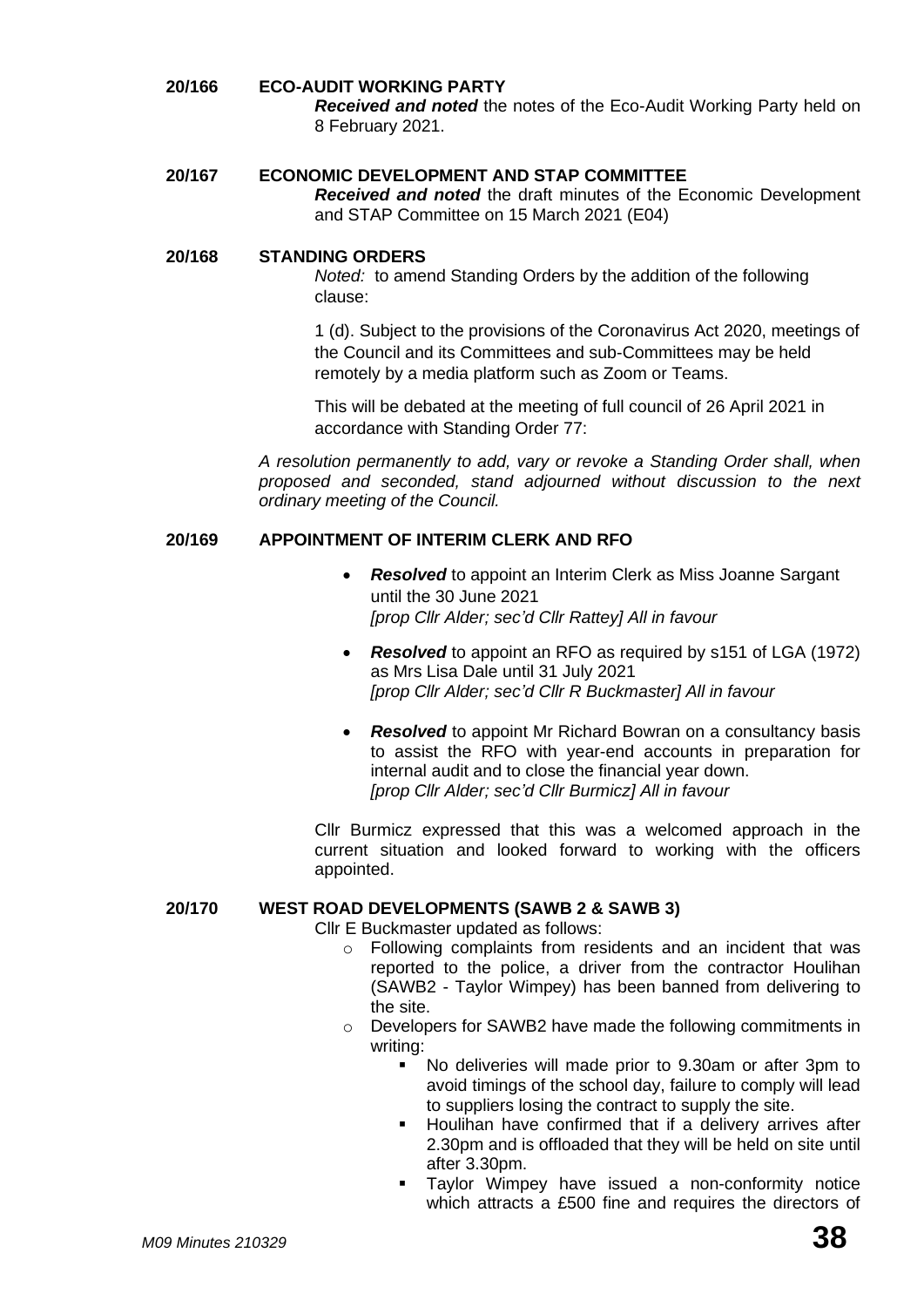## 20/166 ECO-AUDIT WORKING PARTY

***Received and noted*** the notes of the Eco-Audit Working Party held on 8 February 2021.

## 20/167 ECONOMIC DEVELOPMENT AND STAP COMMITTEE

***Received and noted*** the draft minutes of the Economic Development and STAP Committee on 15 March 2021 (E04)

## 20/168 STANDING ORDERS

*Noted:* to amend Standing Orders by the addition of the following clause:

1 (d). Subject to the provisions of the Coronavirus Act 2020, meetings of the Council and its Committees and sub-Committees may be held remotely by a media platform such as Zoom or Teams.

This will be debated at the meeting of full council of 26 April 2021 in accordance with Standing Order 77:

*A resolution permanently to add, vary or revoke a Standing Order shall, when proposed and seconded, stand adjourned without discussion to the next ordinary meeting of the Council.*

## 20/169 APPOINTMENT OF INTERIM CLERK AND RFO

- ***Resolved*** to appoint an Interim Clerk as Miss Joanne Sargant until the 30 June 2021
  *[prop Cllr Alder; sec'd Cllr Rattey] All in favour*
- ***Resolved*** to appoint an RFO as required by s151 of LGA (1972) as Mrs Lisa Dale until 31 July 2021
  *[prop Cllr Alder; sec'd Cllr R Buckmaster] All in favour*
- ***Resolved*** to appoint Mr Richard Bowran on a consultancy basis to assist the RFO with year-end accounts in preparation for internal audit and to close the financial year down.
  *[prop Cllr Alder; sec'd Cllr Burmicz] All in favour*

Cllr Burmicz expressed that this was a welcomed approach in the current situation and looked forward to working with the officers appointed.

## 20/170 WEST ROAD DEVELOPMENTS (SAWB 2 & SAWB 3)

Cllr E Buckmaster updated as follows:

- Following complaints from residents and an incident that was reported to the police, a driver from the contractor Houlihan (SAWB2 - Taylor Wimpey) has been banned from delivering to the site.
- Developers for SAWB2 have made the following commitments in writing:
  - No deliveries will made prior to 9.30am or after 3pm to avoid timings of the school day, failure to comply will lead to suppliers losing the contract to supply the site.
  - Houlihan have confirmed that if a delivery arrives after 2.30pm and is offloaded that they will be held on site until after 3.30pm.
  - Taylor Wimpey have issued a non-conformity notice which attracts a £500 fine and requires the directors of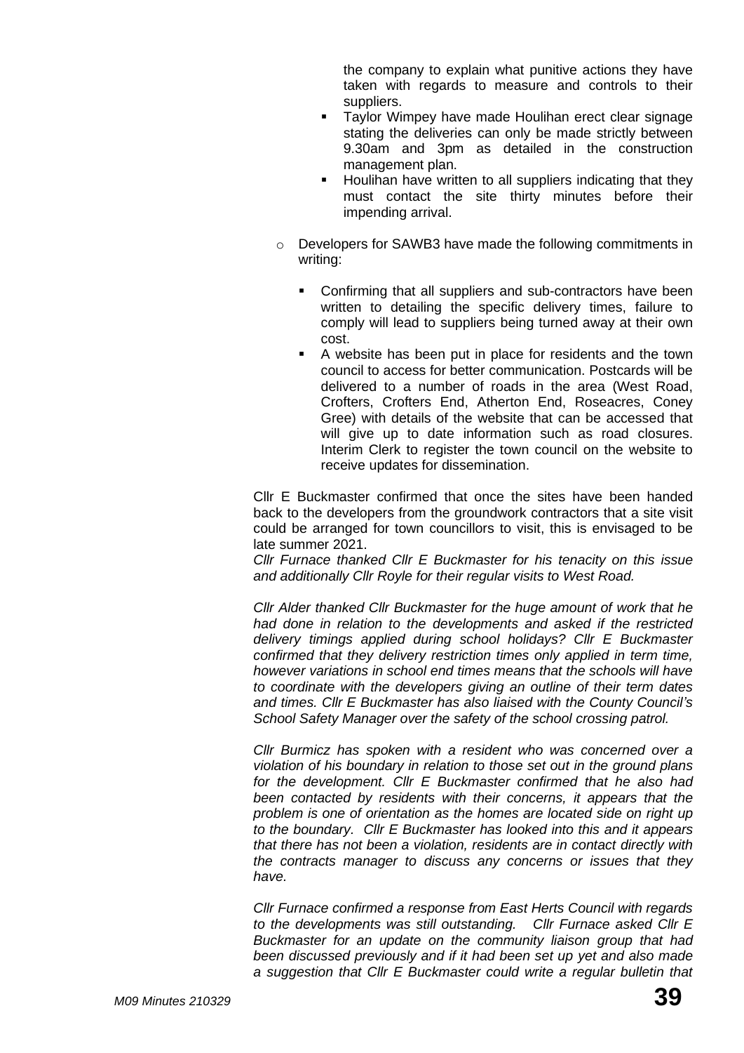the company to explain what punitive actions they have taken with regards to measure and controls to their suppliers.

  - Taylor Wimpey have made Houlihan erect clear signage stating the deliveries can only be made strictly between 9.30am and 3pm as detailed in the construction management plan.
  - Houlihan have written to all suppliers indicating that they must contact the site thirty minutes before their impending arrival.

- Developers for SAWB3 have made the following commitments in writing:

  - Confirming that all suppliers and sub-contractors have been written to detailing the specific delivery times, failure to comply will lead to suppliers being turned away at their own cost.
  - A website has been put in place for residents and the town council to access for better communication. Postcards will be delivered to a number of roads in the area (West Road, Crofters, Crofters End, Atherton End, Roseacres, Coney Gree) with details of the website that can be accessed that will give up to date information such as road closures. Interim Clerk to register the town council on the website to receive updates for dissemination.

Cllr E Buckmaster confirmed that once the sites have been handed back to the developers from the groundwork contractors that a site visit could be arranged for town councillors to visit, this is envisaged to be late summer 2021.

*Cllr Furnace thanked Cllr E Buckmaster for his tenacity on this issue and additionally Cllr Royle for their regular visits to West Road.*

*Cllr Alder thanked Cllr Buckmaster for the huge amount of work that he had done in relation to the developments and asked if the restricted delivery timings applied during school holidays? Cllr E Buckmaster confirmed that they delivery restriction times only applied in term time, however variations in school end times means that the schools will have to coordinate with the developers giving an outline of their term dates and times. Cllr E Buckmaster has also liaised with the County Council's School Safety Manager over the safety of the school crossing patrol.*

*Cllr Burmicz has spoken with a resident who was concerned over a violation of his boundary in relation to those set out in the ground plans for the development. Cllr E Buckmaster confirmed that he also had been contacted by residents with their concerns, it appears that the problem is one of orientation as the homes are located side on right up to the boundary. Cllr E Buckmaster has looked into this and it appears that there has not been a violation, residents are in contact directly with the contracts manager to discuss any concerns or issues that they have.*

*Cllr Furnace confirmed a response from East Herts Council with regards to the developments was still outstanding. Cllr Furnace asked Cllr E Buckmaster for an update on the community liaison group that had been discussed previously and if it had been set up yet and also made a suggestion that Cllr E Buckmaster could write a regular bulletin that*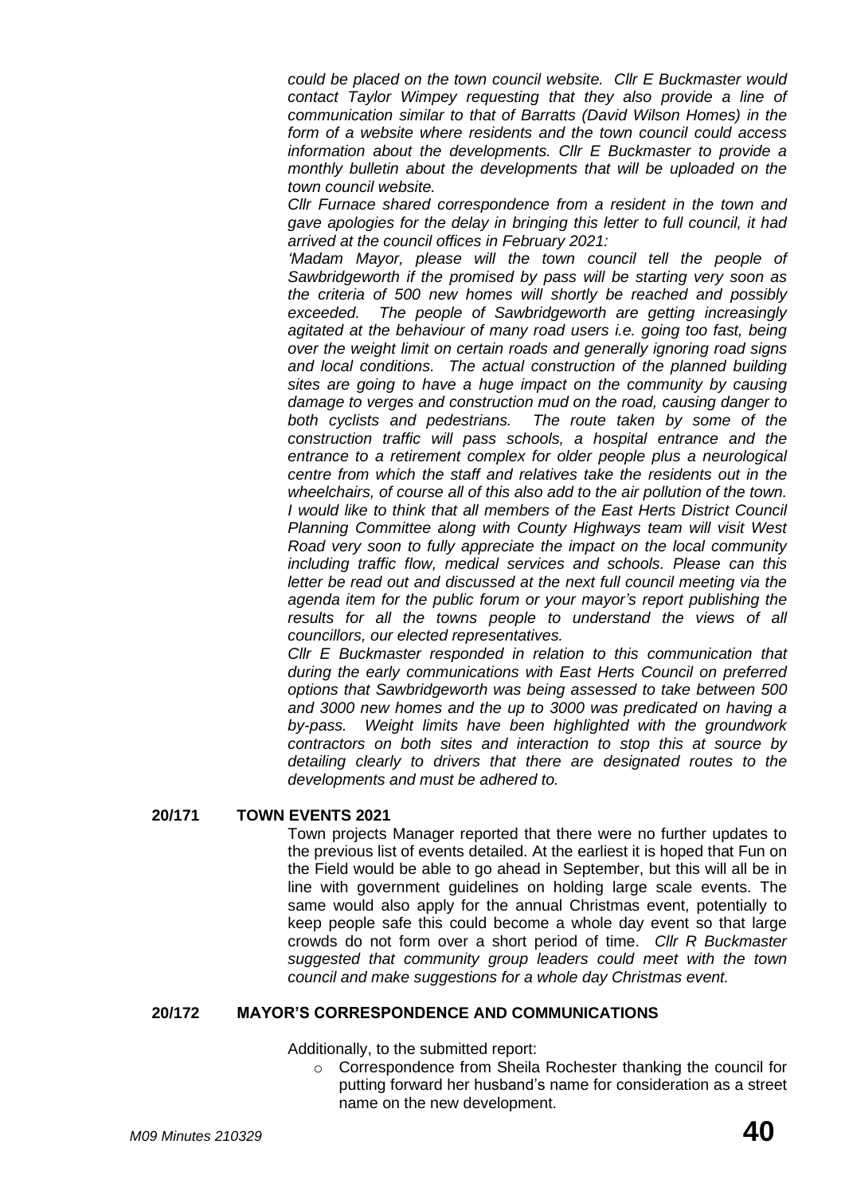*could be placed on the town council website. Cllr E Buckmaster would contact Taylor Wimpey requesting that they also provide a line of communication similar to that of Barratts (David Wilson Homes) in the form of a website where residents and the town council could access information about the developments. Cllr E Buckmaster to provide a monthly bulletin about the developments that will be uploaded on the town council website.*

*Cllr Furnace shared correspondence from a resident in the town and gave apologies for the delay in bringing this letter to full council, it had arrived at the council offices in February 2021:*

*'Madam Mayor, please will the town council tell the people of Sawbridgeworth if the promised by pass will be starting very soon as the criteria of 500 new homes will shortly be reached and possibly exceeded. The people of Sawbridgeworth are getting increasingly agitated at the behaviour of many road users i.e. going too fast, being over the weight limit on certain roads and generally ignoring road signs and local conditions. The actual construction of the planned building sites are going to have a huge impact on the community by causing damage to verges and construction mud on the road, causing danger to both cyclists and pedestrians. The route taken by some of the construction traffic will pass schools, a hospital entrance and the entrance to a retirement complex for older people plus a neurological centre from which the staff and relatives take the residents out in the wheelchairs, of course all of this also add to the air pollution of the town. I would like to think that all members of the East Herts District Council Planning Committee along with County Highways team will visit West Road very soon to fully appreciate the impact on the local community including traffic flow, medical services and schools. Please can this letter be read out and discussed at the next full council meeting via the agenda item for the public forum or your mayor's report publishing the results for all the towns people to understand the views of all councillors, our elected representatives.*

*Cllr E Buckmaster responded in relation to this communication that during the early communications with East Herts Council on preferred options that Sawbridgeworth was being assessed to take between 500 and 3000 new homes and the up to 3000 was predicated on having a by-pass. Weight limits have been highlighted with the groundwork contractors on both sites and interaction to stop this at source by detailing clearly to drivers that there are designated routes to the developments and must be adhered to.*

**20/171 TOWN EVENTS 2021**

Town projects Manager reported that there were no further updates to the previous list of events detailed. At the earliest it is hoped that Fun on the Field would be able to go ahead in September, but this will all be in line with government guidelines on holding large scale events. The same would also apply for the annual Christmas event, potentially to keep people safe this could become a whole day event so that large crowds do not form over a short period of time. *Cllr R Buckmaster suggested that community group leaders could meet with the town council and make suggestions for a whole day Christmas event.*

**20/172 MAYOR'S CORRESPONDENCE AND COMMUNICATIONS**

Additionally, to the submitted report:

- Correspondence from Sheila Rochester thanking the council for putting forward her husband's name for consideration as a street name on the new development.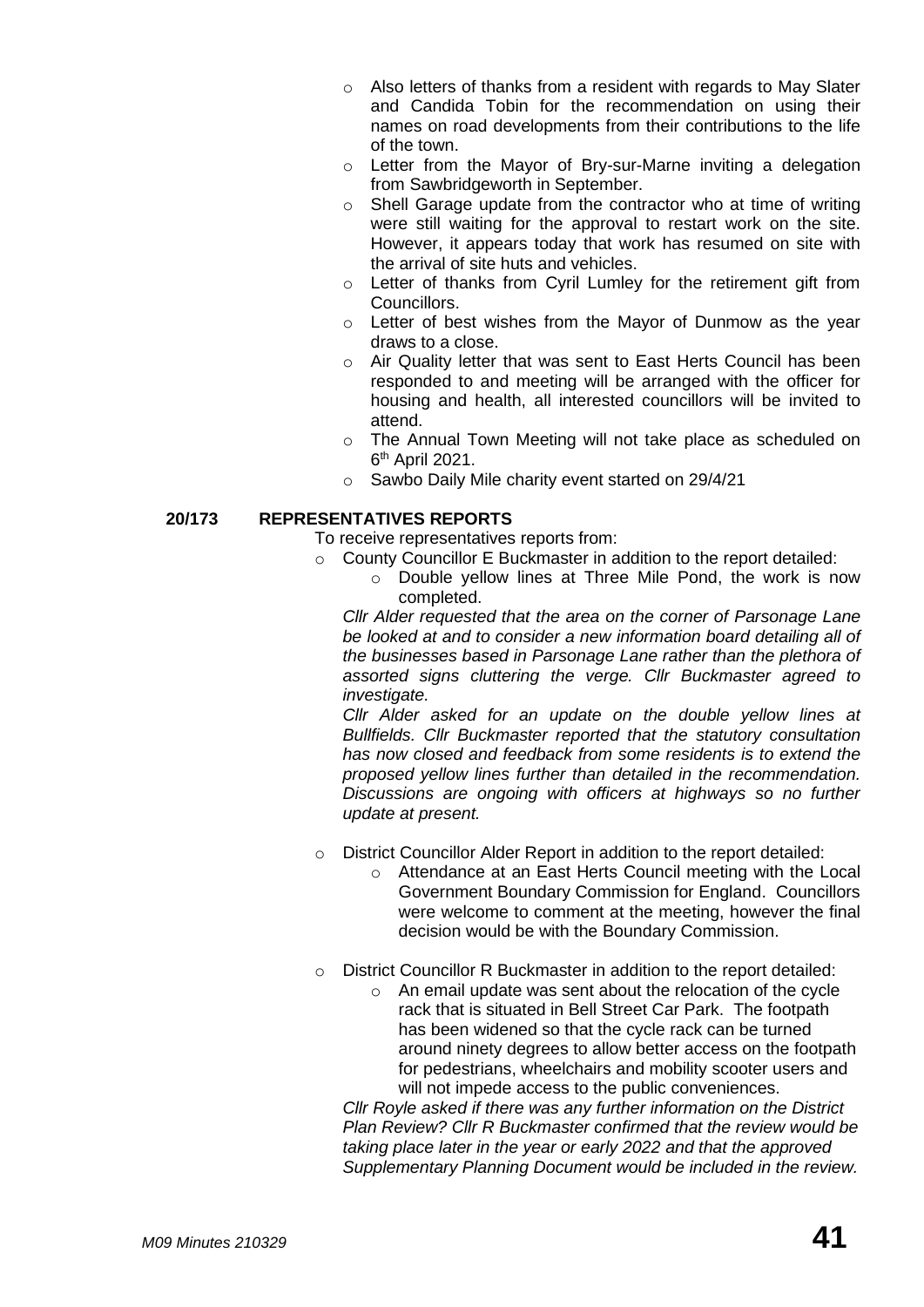- Also letters of thanks from a resident with regards to May Slater and Candida Tobin for the recommendation on using their names on road developments from their contributions to the life of the town.
- Letter from the Mayor of Bry-sur-Marne inviting a delegation from Sawbridgeworth in September.
- Shell Garage update from the contractor who at time of writing were still waiting for the approval to restart work on the site. However, it appears today that work has resumed on site with the arrival of site huts and vehicles.
- Letter of thanks from Cyril Lumley for the retirement gift from Councillors.
- Letter of best wishes from the Mayor of Dunmow as the year draws to a close.
- Air Quality letter that was sent to East Herts Council has been responded to and meeting will be arranged with the officer for housing and health, all interested councillors will be invited to attend.
- The Annual Town Meeting will not take place as scheduled on 6th April 2021.
- Sawbo Daily Mile charity event started on 29/4/21

**20/173 REPRESENTATIVES REPORTS**

To receive representatives reports from:

- County Councillor E Buckmaster in addition to the report detailed:
  - Double yellow lines at Three Mile Pond, the work is now completed.

  *Cllr Alder requested that the area on the corner of Parsonage Lane be looked at and to consider a new information board detailing all of the businesses based in Parsonage Lane rather than the plethora of assorted signs cluttering the verge. Cllr Buckmaster agreed to investigate.*

  *Cllr Alder asked for an update on the double yellow lines at Bullfields. Cllr Buckmaster reported that the statutory consultation has now closed and feedback from some residents is to extend the proposed yellow lines further than detailed in the recommendation. Discussions are ongoing with officers at highways so no further update at present.*

- District Councillor Alder Report in addition to the report detailed:
  - Attendance at an East Herts Council meeting with the Local Government Boundary Commission for England. Councillors were welcome to comment at the meeting, however the final decision would be with the Boundary Commission.

- District Councillor R Buckmaster in addition to the report detailed:
  - An email update was sent about the relocation of the cycle rack that is situated in Bell Street Car Park. The footpath has been widened so that the cycle rack can be turned around ninety degrees to allow better access on the footpath for pedestrians, wheelchairs and mobility scooter users and will not impede access to the public conveniences.

  *Cllr Royle asked if there was any further information on the District Plan Review? Cllr R Buckmaster confirmed that the review would be taking place later in the year or early 2022 and that the approved Supplementary Planning Document would be included in the review.*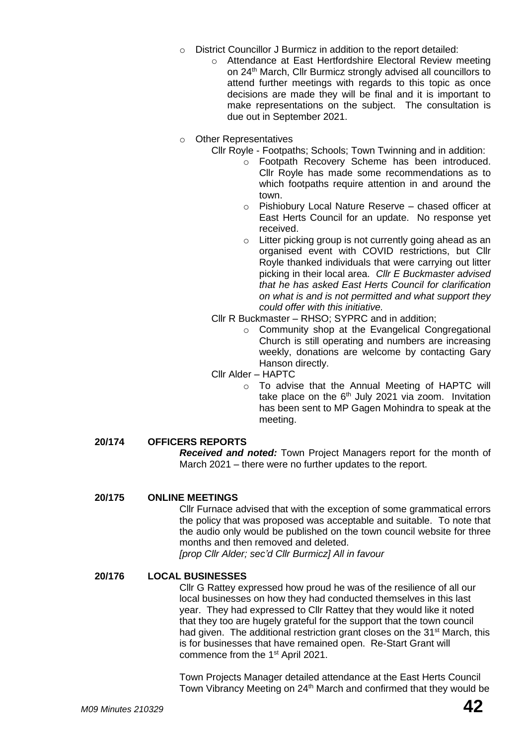- District Councillor J Burmicz in addition to the report detailed:
  - Attendance at East Hertfordshire Electoral Review meeting on 24th March, Cllr Burmicz strongly advised all councillors to attend further meetings with regards to this topic as once decisions are made they will be final and it is important to make representations on the subject. The consultation is due out in September 2021.
- Other Representatives

  Cllr Royle - Footpaths; Schools; Town Twinning and in addition:
  - Footpath Recovery Scheme has been introduced. Cllr Royle has made some recommendations as to which footpaths require attention in and around the town.
  - Pishiobury Local Nature Reserve – chased officer at East Herts Council for an update. No response yet received.
  - Litter picking group is not currently going ahead as an organised event with COVID restrictions, but Cllr Royle thanked individuals that were carrying out litter picking in their local area. *Cllr E Buckmaster advised that he has asked East Herts Council for clarification on what is and is not permitted and what support they could offer with this initiative.*

  Cllr R Buckmaster – RHSO; SYPRC and in addition;
  - Community shop at the Evangelical Congregational Church is still operating and numbers are increasing weekly, donations are welcome by contacting Gary Hanson directly.

  Cllr Alder – HAPTC
  - To advise that the Annual Meeting of HAPTC will take place on the 6th July 2021 via zoom. Invitation has been sent to MP Gagen Mohindra to speak at the meeting.

**20/174 OFFICERS REPORTS**

***Received and noted:*** Town Project Managers report for the month of March 2021 – there were no further updates to the report.

**20/175 ONLINE MEETINGS**

Cllr Furnace advised that with the exception of some grammatical errors the policy that was proposed was acceptable and suitable. To note that the audio only would be published on the town council website for three months and then removed and deleted.
*[prop Cllr Alder; sec'd Cllr Burmicz] All in favour*

**20/176 LOCAL BUSINESSES**

Cllr G Rattey expressed how proud he was of the resilience of all our local businesses on how they had conducted themselves in this last year. They had expressed to Cllr Rattey that they would like it noted that they too are hugely grateful for the support that the town council had given. The additional restriction grant closes on the 31st March, this is for businesses that have remained open. Re-Start Grant will commence from the 1st April 2021.

Town Projects Manager detailed attendance at the East Herts Council Town Vibrancy Meeting on 24th March and confirmed that they would be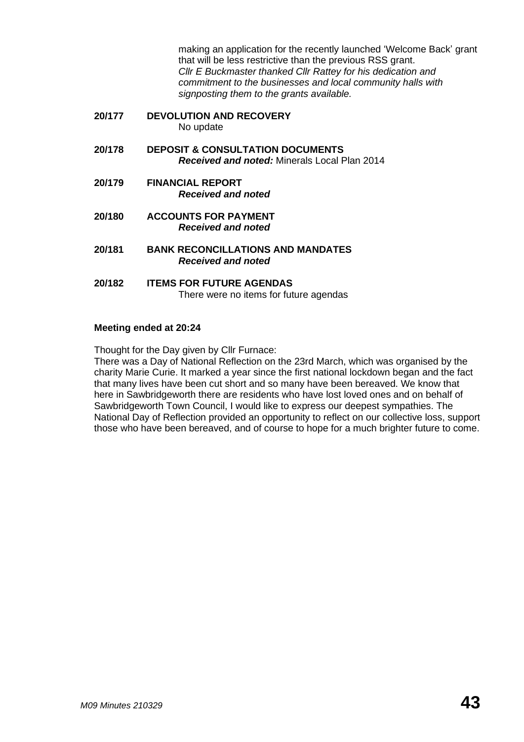making an application for the recently launched 'Welcome Back' grant that will be less restrictive than the previous RSS grant.
*Cllr E Buckmaster thanked Cllr Rattey for his dedication and commitment to the businesses and local community halls with signposting them to the grants available.*

**20/177 DEVOLUTION AND RECOVERY**
No update

**20/178 DEPOSIT & CONSULTATION DOCUMENTS**
***Received and noted:*** Minerals Local Plan 2014

**20/179 FINANCIAL REPORT**
***Received and noted***

**20/180 ACCOUNTS FOR PAYMENT**
***Received and noted***

**20/181 BANK RECONCILLATIONS AND MANDATES**
***Received and noted***

**20/182 ITEMS FOR FUTURE AGENDAS**
There were no items for future agendas

**Meeting ended at 20:24**

Thought for the Day given by Cllr Furnace:
There was a Day of National Reflection on the 23rd March, which was organised by the charity Marie Curie. It marked a year since the first national lockdown began and the fact that many lives have been cut short and so many have been bereaved. We know that here in Sawbridgeworth there are residents who have lost loved ones and on behalf of Sawbridgeworth Town Council, I would like to express our deepest sympathies. The National Day of Reflection provided an opportunity to reflect on our collective loss, support those who have been bereaved, and of course to hope for a much brighter future to come.